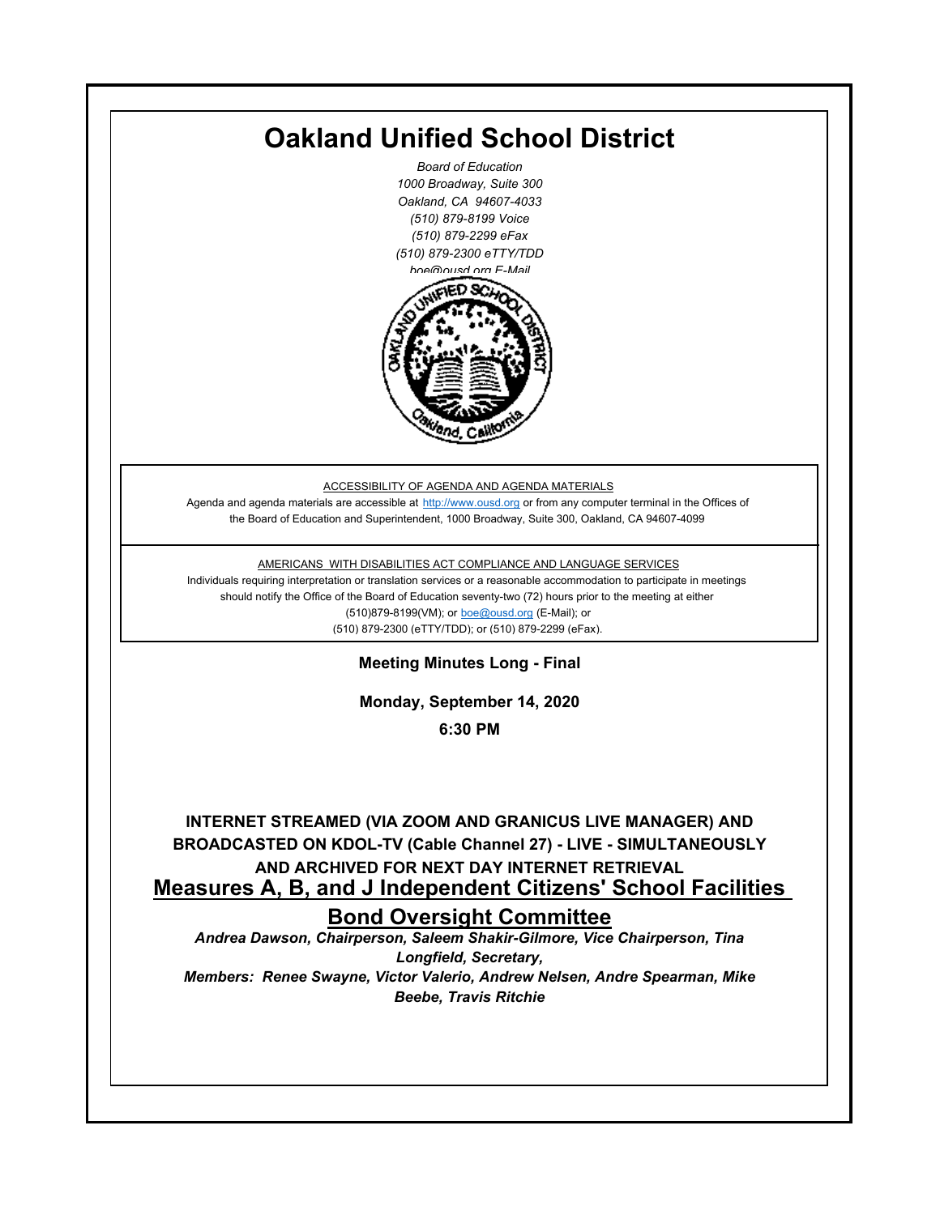# Oakland Unified School District

*Board of Education*
*1000 Broadway, Suite 300*
*Oakland, CA 94607-4033*
*(510) 879-8199 Voice*
*(510) 879-2299 eFax*
*(510) 879-2300 eTTY/TDD*
*boe@ousd.org E-Mail*

ACCESSIBILITY OF AGENDA AND AGENDA MATERIALS

Agenda and agenda materials are accessible at http://www.ousd.org or from any computer terminal in the Offices of the Board of Education and Superintendent, 1000 Broadway, Suite 300, Oakland, CA 94607-4099

AMERICANS WITH DISABILITIES ACT COMPLIANCE AND LANGUAGE SERVICES

Individuals requiring interpretation or translation services or a reasonable accommodation to participate in meetings should notify the Office of the Board of Education seventy-two (72) hours prior to the meeting at either (510)879-8199(VM); or boe@ousd.org (E-Mail); or (510) 879-2300 (eTTY/TDD); or (510) 879-2299 (eFax).

**Meeting Minutes Long - Final**

**Monday, September 14, 2020**

**6:30 PM**

**INTERNET STREAMED (VIA ZOOM AND GRANICUS LIVE MANAGER) AND BROADCASTED ON KDOL-TV (Cable Channel 27) - LIVE - SIMULTANEOUSLY AND ARCHIVED FOR NEXT DAY INTERNET RETRIEVAL**

## Measures A, B, and J Independent Citizens' School Facilities Bond Oversight Committee

***Andrea Dawson, Chairperson, Saleem Shakir-Gilmore, Vice Chairperson, Tina Longfield, Secretary,***

***Members: Renee Swayne, Victor Valerio, Andrew Nelsen, Andre Spearman, Mike Beebe, Travis Ritchie***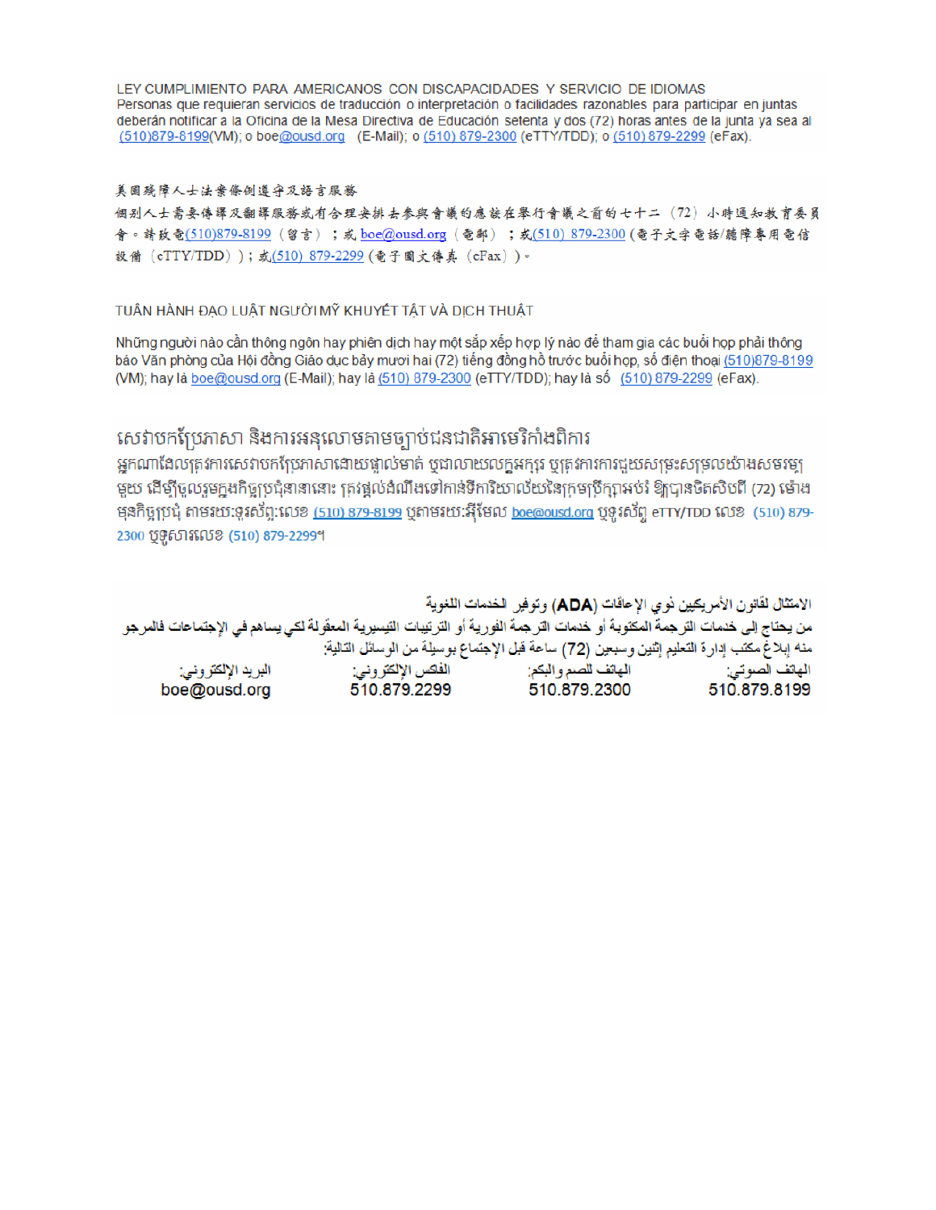LEY CUMPLIMIENTO PARA AMERICANOS CON DISCAPACIDADES Y SERVICIO DE IDIOMAS
Personas que requieran servicios de traducción o interpretación o facilidades razonables para participar en juntas deberán notificar a la Oficina de la Mesa Directiva de Educación setenta y dos (72) horas antes de la junta ya sea al (510)879-8199(VM); o boe@ousd.org (E-Mail); o (510) 879-2300 (eTTY/TDD); o (510) 879-2299 (eFax).

美國殘障人士法案條例遵守及語言服務
個別人士需要傳譯及翻譯服務或有合理安排去參與會議的應該在舉行會議之前的七十二（72）小時通知教育委員會。請致電(510)879-8199（留言）；或 boe@ousd.org（電郵）；或(510) 879-2300（電子文字電話/聽障專用電信設備（eTTY/TDD））；或(510) 879-2299（電子圖文傳真（eFax））。

TUÂN HÀNH ĐẠO LUẬT NGƯỜI MỸ KHUYẾT TẬT VÀ DỊCH THUẬT

Những người nào cần thông ngôn hay phiên dịch hay một sắp xếp hợp lý nào để tham gia các buổi họp phải thông báo Văn phòng của Hội đồng Giáo dục bảy mươi hai (72) tiếng đồng hồ trước buổi họp, số điện thoại (510)879-8199 (VM); hay là boe@ousd.org (E-Mail); hay là (510) 879-2300 (eTTY/TDD); hay là số (510) 879-2299 (eFax).

សេវាបកប្រែភាសា និងការអនុលោមតាមច្បាប់ជនជាតិអាមេរិកាំងពិការ
អ្នកណាដែលត្រូវការសេវាបកប្រែភាសាដោយផ្ទាល់មាត់ ឬជាលាយលក្ខអក្សរ ឬត្រូវការការជួយសម្រួលយ៉ាងសមរម្យមួយ ដើម្បីចូលរួមក្នុងកិច្ចប្រជុំនានានោះ ត្រូវផ្តល់ដំណឹងទៅកាន់ទីការិយាល័យនៃក្រុមប្រឹក្សាអប់រំ ឱ្យបានចិតសិបពីរ (72) ម៉ោង មុនកិច្ចប្រជុំ តាមរយៈទូរស័ព្ទ:លេខ (510) 879-8199 ឬតាមរយៈអ៊ីមែល boe@ousd.org ឬទូរស័ព្ទ eTTY/TDD លេខ (510) 879-2300 ឬទូសារលេខ (510) 879-2299។

الامتثال لقانون الأمريكيين ذوي الإعاقات (ADA) وتوفير الخدمات اللغوية
من يحتاج إلى خدمات الترجمة المكتوبة أو خدمات الترجمة الفورية أو الترتيبات التيسيرية المعقولة لكي يساهم في الإجتماعات فالمرجو منه إبلاغ مكتب إدارة التعليم إثنين وسبعين (72) ساعة قبل الإجتماع بوسيلة من الوسائل التالية:

| الهاتف الصوتي: | الهاتف للصم والبكم: | الفاكس الإلكتروني: | البريد الإلكتروني: |
|---|---|---|---|
| 510.879.8199 | 510.879.2300 | 510.879.2299 | boe@ousd.org |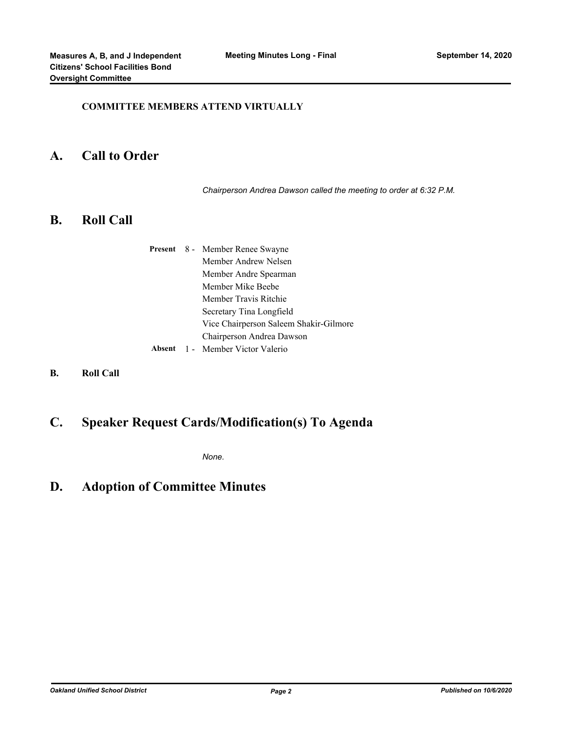**COMMITTEE MEMBERS ATTEND VIRTUALLY**

## A. Call to Order

*Chairperson Andrea Dawson called the meeting to order at 6:32 P.M.*

## B. Roll Call

**Present** 8 - Member Renee Swayne
Member Andrew Nelsen
Member Andre Spearman
Member Mike Beebe
Member Travis Ritchie
Secretary Tina Longfield
Vice Chairperson Saleem Shakir-Gilmore
Chairperson Andrea Dawson

**Absent** 1 - Member Victor Valerio

**B. Roll Call**

## C. Speaker Request Cards/Modification(s) To Agenda

*None.*

## D. Adoption of Committee Minutes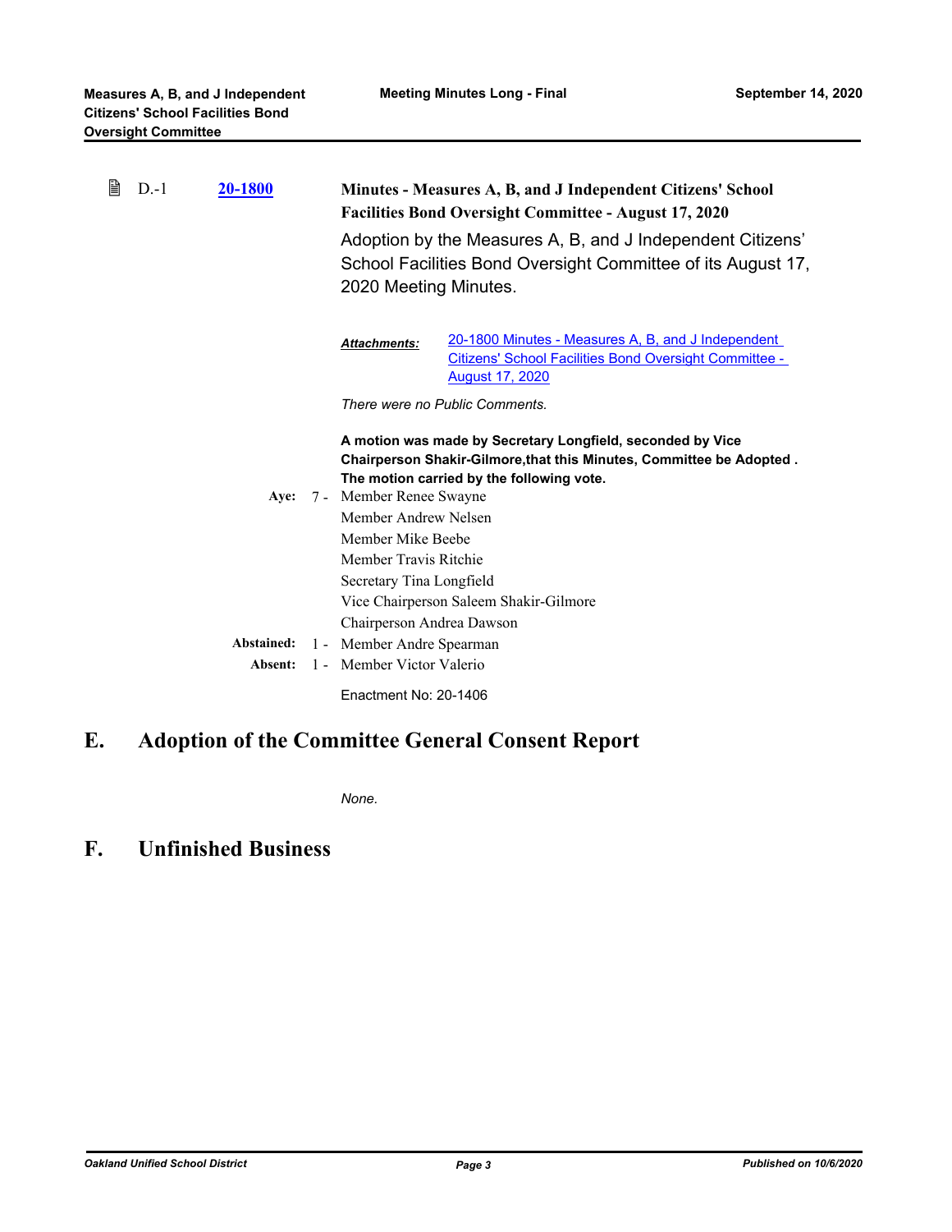D.-1 **20-1800** **Minutes - Measures A, B, and J Independent Citizens' School Facilities Bond Oversight Committee - August 17, 2020**

Adoption by the Measures A, B, and J Independent Citizens' School Facilities Bond Oversight Committee of its August 17, 2020 Meeting Minutes.

***Attachments:*** 20-1800 Minutes - Measures A, B, and J Independent Citizens' School Facilities Bond Oversight Committee - August 17, 2020

*There were no Public Comments.*

**A motion was made by Secretary Longfield, seconded by Vice Chairperson Shakir-Gilmore,that this Minutes, Committee be Adopted . The motion carried by the following vote.**

**Aye:** 7 - Member Renee Swayne
Member Andrew Nelsen
Member Mike Beebe
Member Travis Ritchie
Secretary Tina Longfield
Vice Chairperson Saleem Shakir-Gilmore
Chairperson Andrea Dawson

**Abstained:** 1 - Member Andre Spearman

**Absent:** 1 - Member Victor Valerio

Enactment No: 20-1406

# E. Adoption of the Committee General Consent Report

*None.*

# F. Unfinished Business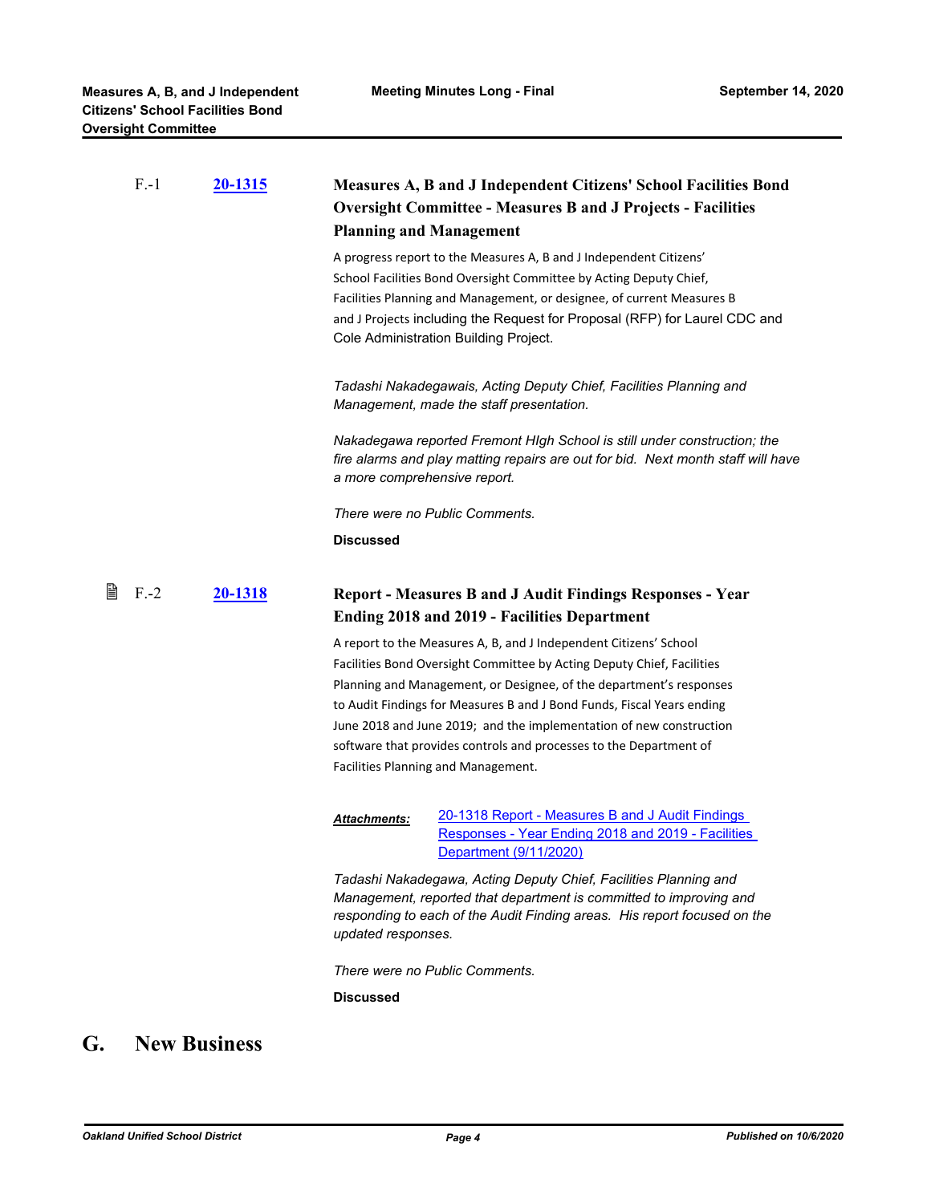F.-1 **20-1315**

### Measures A, B and J Independent Citizens' School Facilities Bond Oversight Committee - Measures B and J Projects - Facilities Planning and Management

A progress report to the Measures A, B and J Independent Citizens' School Facilities Bond Oversight Committee by Acting Deputy Chief, Facilities Planning and Management, or designee, of current Measures B and J Projects including the Request for Proposal (RFP) for Laurel CDC and Cole Administration Building Project.

*Tadashi Nakadegawais, Acting Deputy Chief, Facilities Planning and Management, made the staff presentation.*

*Nakadegawa reported Fremont HIgh School is still under construction; the fire alarms and play matting repairs are out for bid. Next month staff will have a more comprehensive report.*

*There were no Public Comments.*

**Discussed**

F.-2 **20-1318**

### Report - Measures B and J Audit Findings Responses - Year Ending 2018 and 2019 - Facilities Department

A report to the Measures A, B, and J Independent Citizens' School Facilities Bond Oversight Committee by Acting Deputy Chief, Facilities Planning and Management, or Designee, of the department's responses to Audit Findings for Measures B and J Bond Funds, Fiscal Years ending June 2018 and June 2019; and the implementation of new construction software that provides controls and processes to the Department of Facilities Planning and Management.

***Attachments:*** 20-1318 Report - Measures B and J Audit Findings Responses - Year Ending 2018 and 2019 - Facilities Department (9/11/2020)

*Tadashi Nakadegawa, Acting Deputy Chief, Facilities Planning and Management, reported that department is committed to improving and responding to each of the Audit Finding areas. His report focused on the updated responses.*

*There were no Public Comments.*

**Discussed**

## G. New Business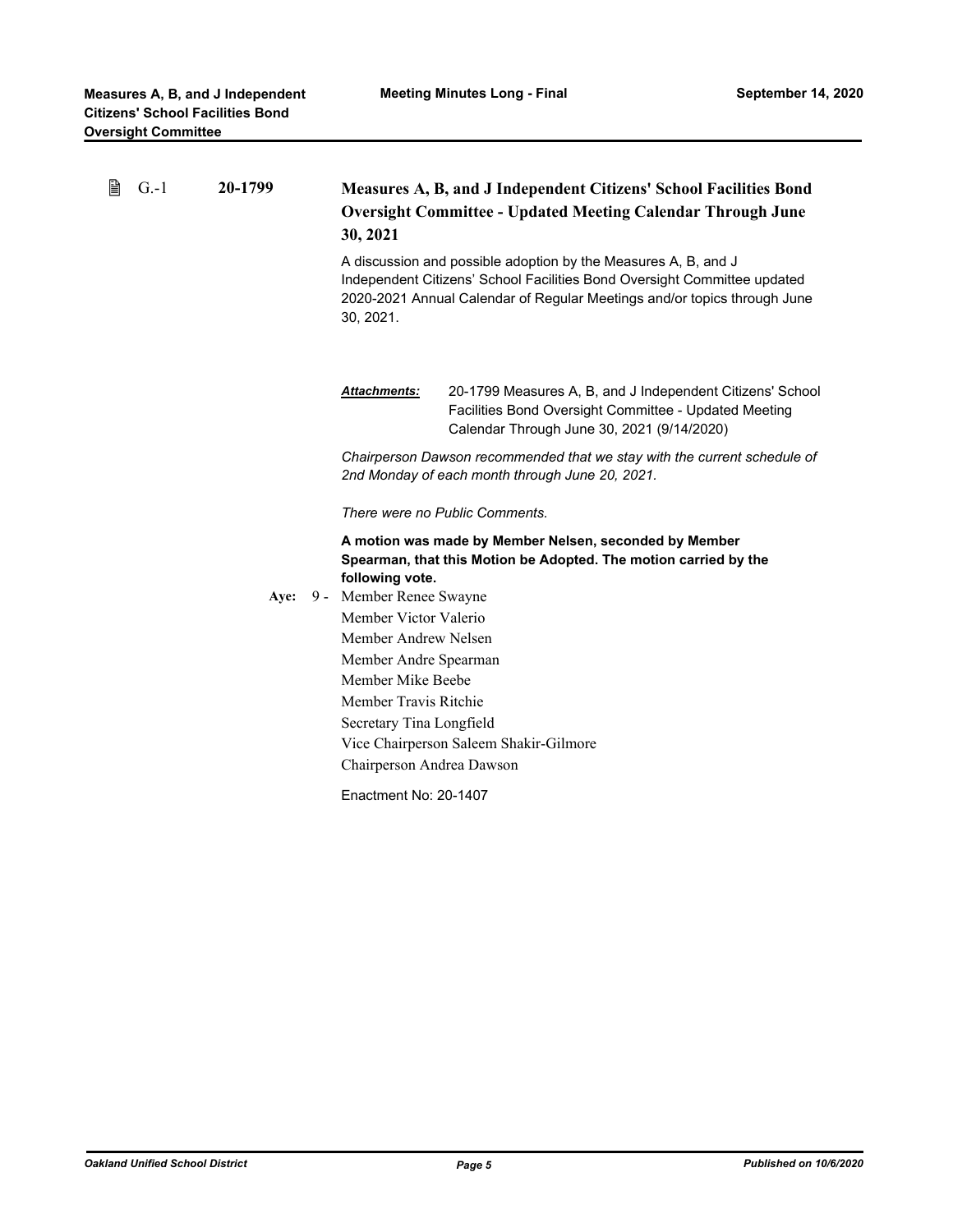### G.-1 20-1799 Measures A, B, and J Independent Citizens' School Facilities Bond Oversight Committee - Updated Meeting Calendar Through June 30, 2021

A discussion and possible adoption by the Measures A, B, and J Independent Citizens’ School Facilities Bond Oversight Committee updated 2020-2021 Annual Calendar of Regular Meetings and/or topics through June 30, 2021.

***Attachments:*** 20-1799 Measures A, B, and J Independent Citizens' School Facilities Bond Oversight Committee - Updated Meeting Calendar Through June 30, 2021 (9/14/2020)

*Chairperson Dawson recommended that we stay with the current schedule of 2nd Monday of each month through June 20, 2021.*

*There were no Public Comments.*

**A motion was made by Member Nelsen, seconded by Member Spearman, that this Motion be Adopted. The motion carried by the following vote.**

**Aye:** 9 - Member Renee Swayne
Member Victor Valerio
Member Andrew Nelsen
Member Andre Spearman
Member Mike Beebe
Member Travis Ritchie
Secretary Tina Longfield
Vice Chairperson Saleem Shakir-Gilmore
Chairperson Andrea Dawson

Enactment No: 20-1407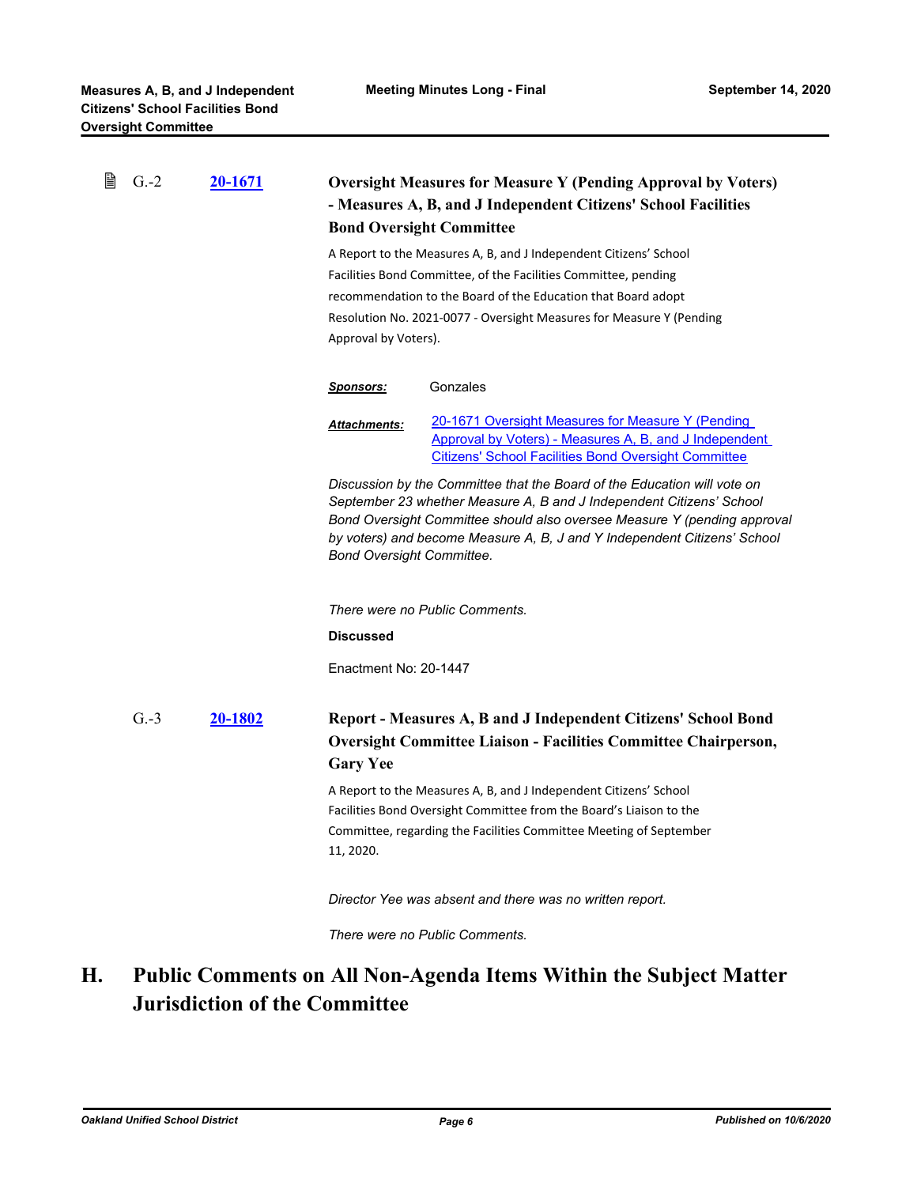G.-2 **20-1671** **Oversight Measures for Measure Y (Pending Approval by Voters) - Measures A, B, and J Independent Citizens' School Facilities Bond Oversight Committee**

A Report to the Measures A, B, and J Independent Citizens' School Facilities Bond Committee, of the Facilities Committee, pending recommendation to the Board of the Education that Board adopt Resolution No. 2021-0077 - Oversight Measures for Measure Y (Pending Approval by Voters).

***Sponsors:*** Gonzales

***Attachments:*** 20-1671 Oversight Measures for Measure Y (Pending Approval by Voters) - Measures A, B, and J Independent Citizens' School Facilities Bond Oversight Committee

*Discussion by the Committee that the Board of the Education will vote on September 23 whether Measure A, B and J Independent Citizens' School Bond Oversight Committee should also oversee Measure Y (pending approval by voters) and become Measure A, B, J and Y Independent Citizens' School Bond Oversight Committee.*

*There were no Public Comments.*

**Discussed**

Enactment No: 20-1447

G.-3 **20-1802** **Report - Measures A, B and J Independent Citizens' School Bond Oversight Committee Liaison - Facilities Committee Chairperson, Gary Yee**

A Report to the Measures A, B, and J Independent Citizens' School Facilities Bond Oversight Committee from the Board's Liaison to the Committee, regarding the Facilities Committee Meeting of September 11, 2020.

*Director Yee was absent and there was no written report.*

*There were no Public Comments.*

# H. Public Comments on All Non-Agenda Items Within the Subject Matter Jurisdiction of the Committee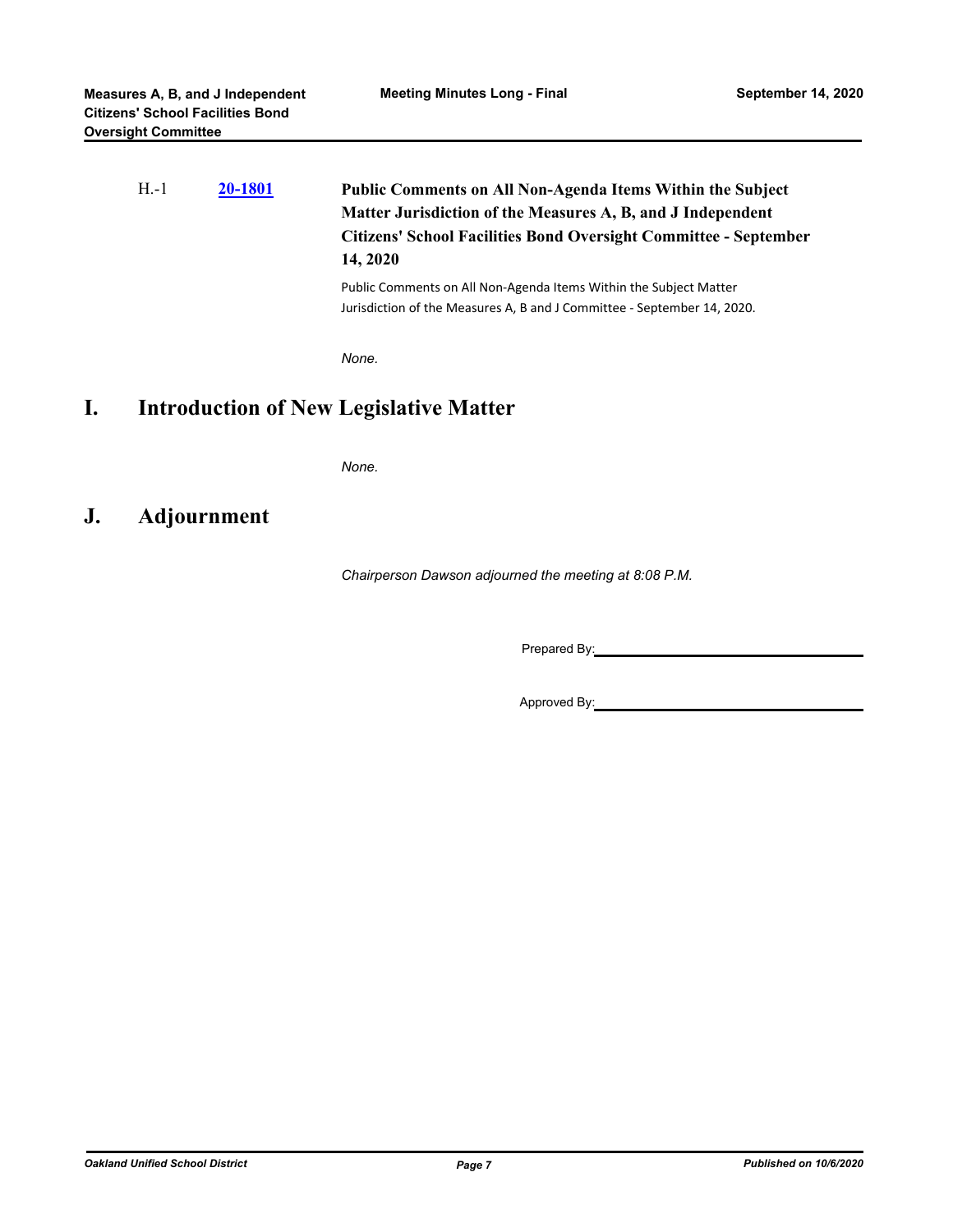H.-1 **20-1801** **Public Comments on All Non-Agenda Items Within the Subject Matter Jurisdiction of the Measures A, B, and J Independent Citizens' School Facilities Bond Oversight Committee - September 14, 2020**

Public Comments on All Non-Agenda Items Within the Subject Matter Jurisdiction of the Measures A, B and J Committee - September 14, 2020.

*None.*

# I. Introduction of New Legislative Matter

*None.*

# J. Adjournment

*Chairperson Dawson adjourned the meeting at 8:08 P.M.*

Prepared By: ______________________________

Approved By: ______________________________